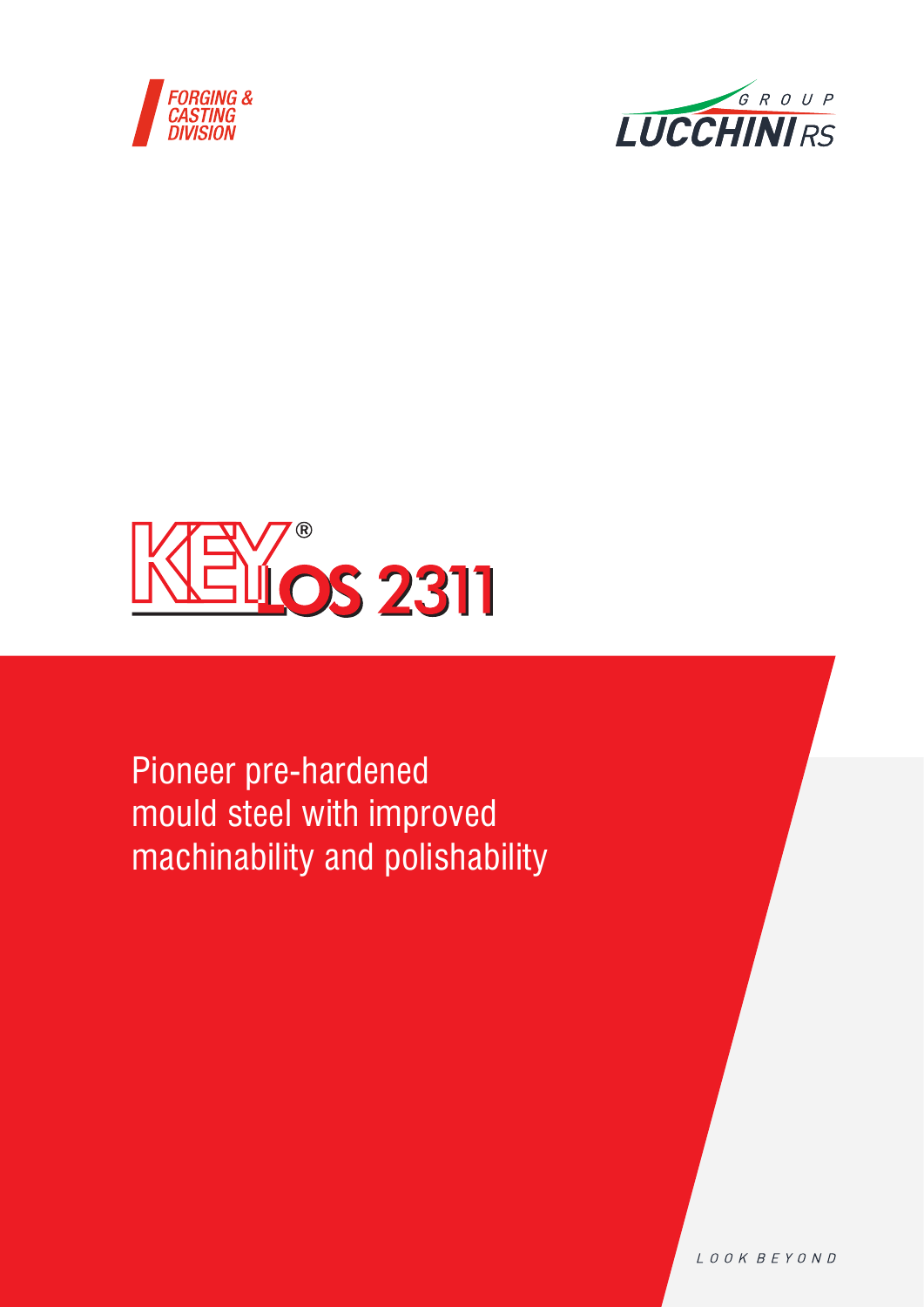FORGING & CASTING DIVISION

GROUP LUCCHINI RS

# KEYLOS 2311®

Pioneer pre-hardened mould steel with improved machinability and polishability

LOOK BEYOND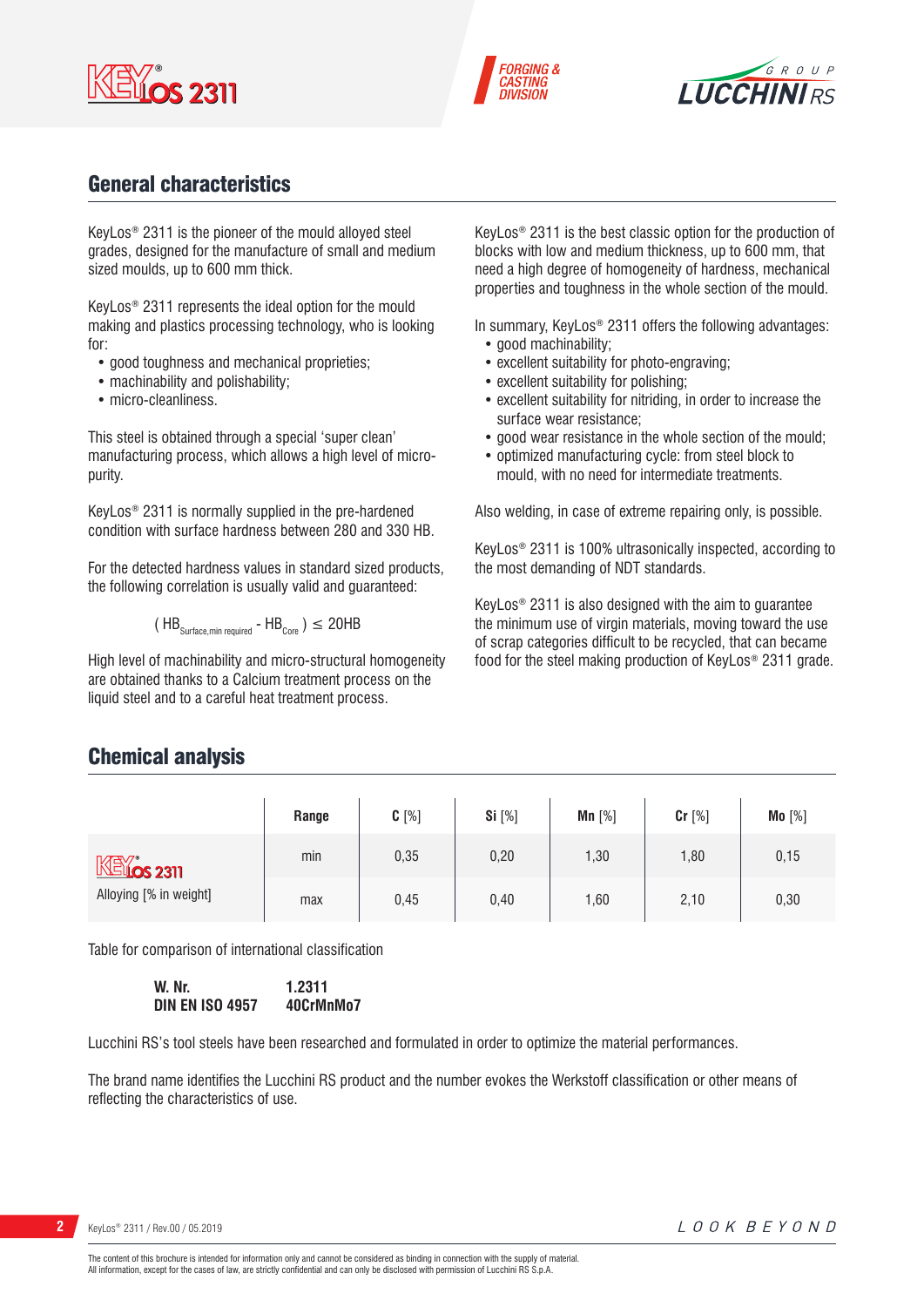## General characteristics

KeyLos® 2311 is the pioneer of the mould alloyed steel grades, designed for the manufacture of small and medium sized moulds, up to 600 mm thick.

KeyLos® 2311 represents the ideal option for the mould making and plastics processing technology, who is looking for:

- good toughness and mechanical proprieties;
- machinability and polishability;
- micro-cleanliness.

This steel is obtained through a special 'super clean' manufacturing process, which allows a high level of micro-purity.

KeyLos® 2311 is normally supplied in the pre-hardened condition with surface hardness between 280 and 330 HB.

For the detected hardness values in standard sized products, the following correlation is usually valid and guaranteed:

$$( HB_{Surface,min\ required} - HB_{Core} ) \leq 20HB$$

High level of machinability and micro-structural homogeneity are obtained thanks to a Calcium treatment process on the liquid steel and to a careful heat treatment process.

KeyLos® 2311 is the best classic option for the production of blocks with low and medium thickness, up to 600 mm, that need a high degree of homogeneity of hardness, mechanical properties and toughness in the whole section of the mould.

In summary, KeyLos® 2311 offers the following advantages:

- good machinability;
- excellent suitability for photo-engraving;
- excellent suitability for polishing;
- excellent suitability for nitriding, in order to increase the surface wear resistance;
- good wear resistance in the whole section of the mould;
- optimized manufacturing cycle: from steel block to mould, with no need for intermediate treatments.

Also welding, in case of extreme repairing only, is possible.

KeyLos® 2311 is 100% ultrasonically inspected, according to the most demanding of NDT standards.

KeyLos® 2311 is also designed with the aim to guarantee the minimum use of virgin materials, moving toward the use of scrap categories difficult to be recycled, that can became food for the steel making production of KeyLos® 2311 grade.

## Chemical analysis

| | Range | C [%] | Si [%] | Mn [%] | Cr [%] | Mo [%] |
|---|---|---|---|---|---|---|
| KeyLos 2311 Alloying [% in weight] | min | 0,35 | 0,20 | 1,30 | 1,80 | 0,15 |
| | max | 0,45 | 0,40 | 1,60 | 2,10 | 0,30 |

Table for comparison of international classification

| | |
|---|---|
| **W. Nr.** | **1.2311** |
| **DIN EN ISO 4957** | **40CrMnMo7** |

Lucchini RS's tool steels have been researched and formulated in order to optimize the material performances.

The brand name identifies the Lucchini RS product and the number evokes the Werkstoff classification or other means of reflecting the characteristics of use.

The content of this brochure is intended for information only and cannot be considered as binding in connection with the supply of material.
All information, except for the cases of law, are strictly confidential and can only be disclosed with permission of Lucchini RS S.p.A.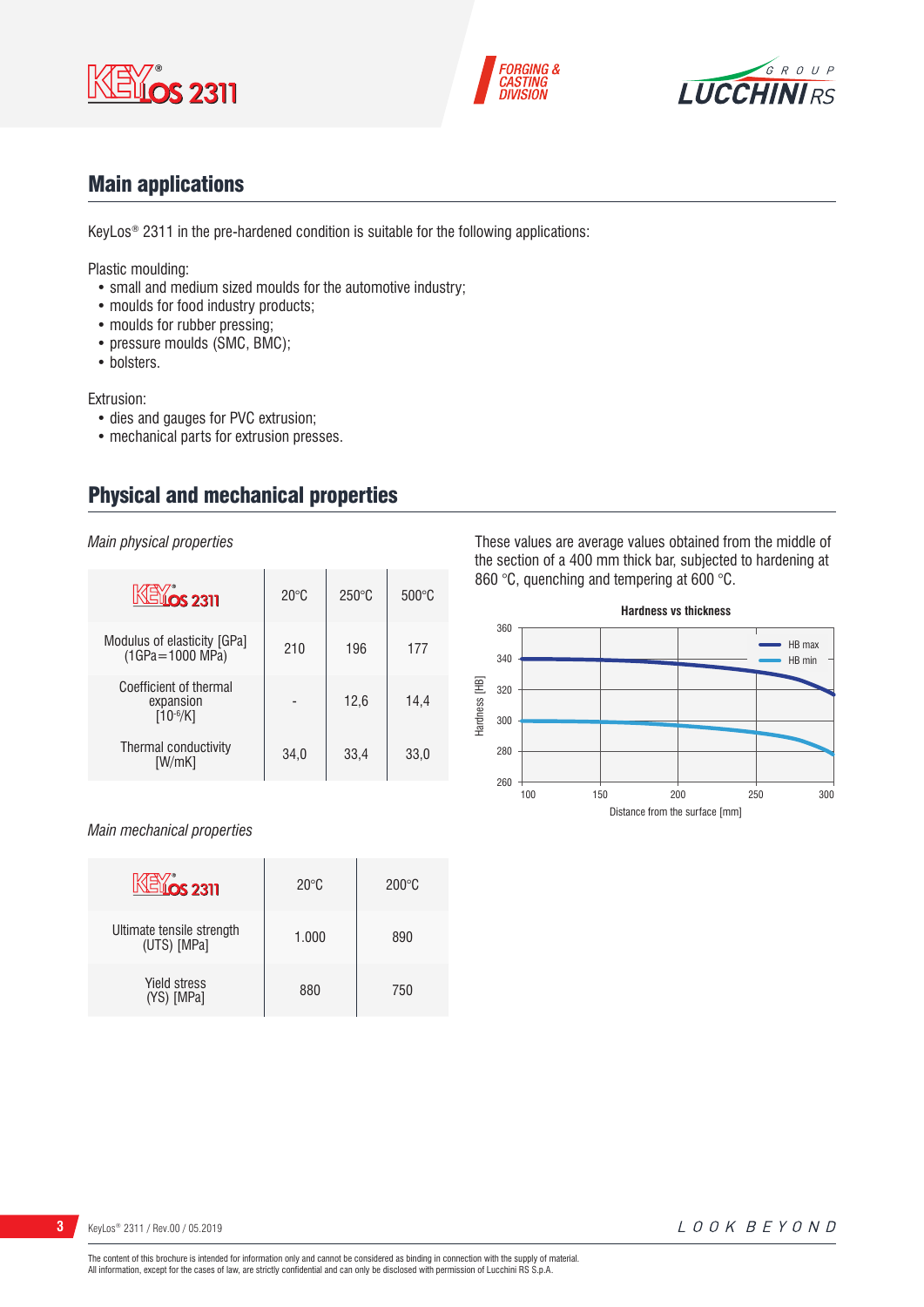## Main applications

KeyLos® 2311 in the pre-hardened condition is suitable for the following applications:

Plastic moulding:
- small and medium sized moulds for the automotive industry;
- moulds for food industry products;
- moulds for rubber pressing;
- pressure moulds (SMC, BMC);
- bolsters.

Extrusion:
- dies and gauges for PVC extrusion;
- mechanical parts for extrusion presses.

## Physical and mechanical properties

*Main physical properties*

| KeyLos 2311 | 20°C | 250°C | 500°C |
|---|---|---|---|
| Modulus of elasticity [GPa] (1GPa=1000 MPa) | 210 | 196 | 177 |
| Coefficient of thermal expansion [$10^{-6}$/K] | - | 12,6 | 14,4 |
| Thermal conductivity [W/mK] | 34,0 | 33,4 | 33,0 |

These values are average values obtained from the middle of the section of a 400 mm thick bar, subjected to hardening at 860 °C, quenching and tempering at 600 °C.

**Hardness vs thickness**

*Main mechanical properties*

| KeyLos 2311 | 20°C | 200°C |
|---|---|---|
| Ultimate tensile strength (UTS) [MPa] | 1.000 | 890 |
| Yield stress (YS) [MPa] | 880 | 750 |

The content of this brochure is intended for information only and cannot be considered as binding in connection with the supply of material.
All information, except for the cases of law, are strictly confidential and can only be disclosed with permission of Lucchini RS S.p.A.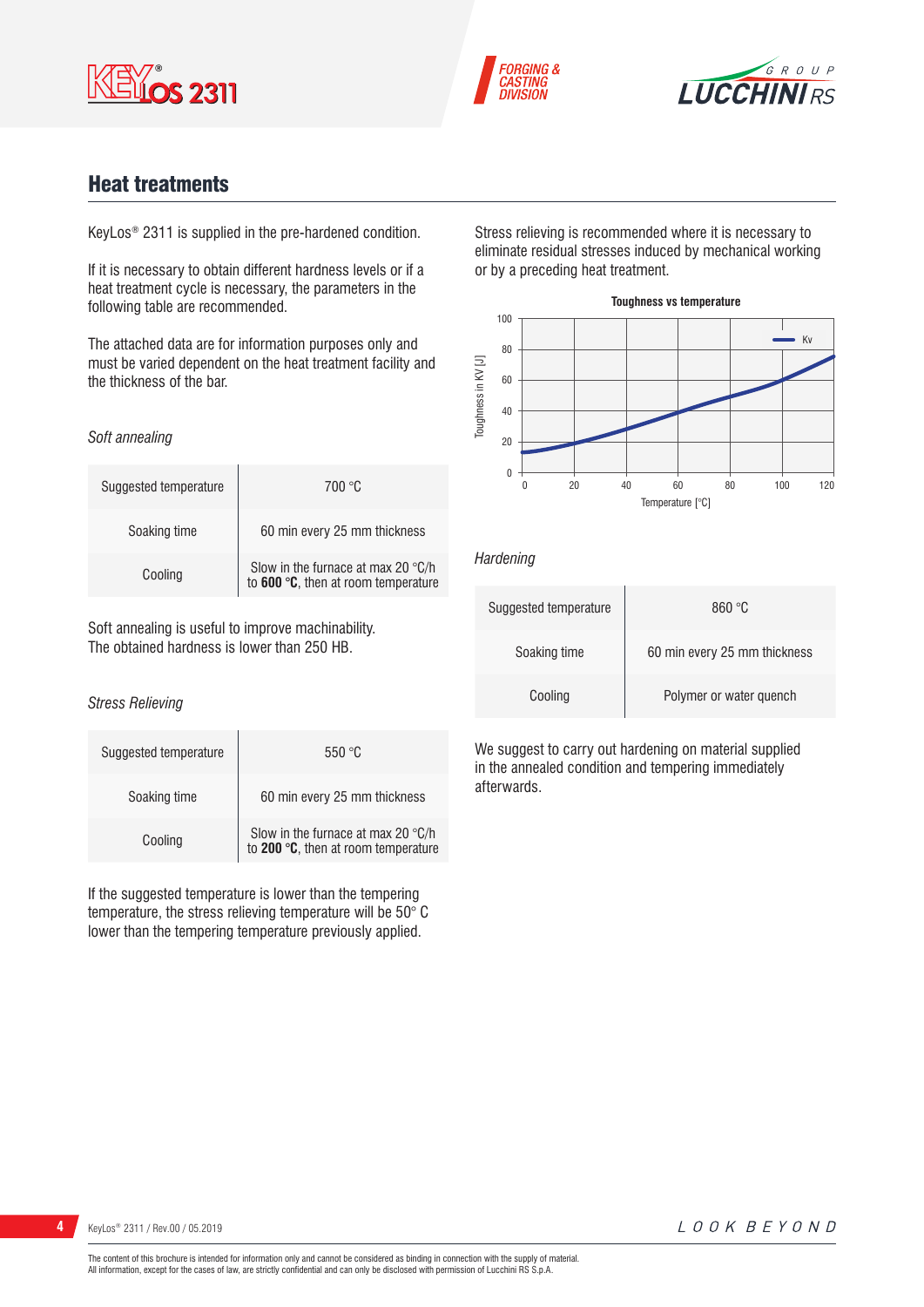## Heat treatments

KeyLos® 2311 is supplied in the pre-hardened condition.

If it is necessary to obtain different hardness levels or if a heat treatment cycle is necessary, the parameters in the following table are recommended.

The attached data are for information purposes only and must be varied dependent on the heat treatment facility and the thickness of the bar.

*Soft annealing*

| | |
|---|---|
| Suggested temperature | 700 °C |
| Soaking time | 60 min every 25 mm thickness |
| Cooling | Slow in the furnace at max 20 °C/h to **600 °C**, then at room temperature |

Soft annealing is useful to improve machinability.
The obtained hardness is lower than 250 HB.

*Stress Relieving*

| | |
|---|---|
| Suggested temperature | 550 °C |
| Soaking time | 60 min every 25 mm thickness |
| Cooling | Slow in the furnace at max 20 °C/h to **200 °C**, then at room temperature |

If the suggested temperature is lower than the tempering temperature, the stress relieving temperature will be 50° C lower than the tempering temperature previously applied.

Stress relieving is recommended where it is necessary to eliminate residual stresses induced by mechanical working or by a preceding heat treatment.

**Toughness vs temperature**

*Hardening*

| | |
|---|---|
| Suggested temperature | 860 °C |
| Soaking time | 60 min every 25 mm thickness |
| Cooling | Polymer or water quench |

We suggest to carry out hardening on material supplied in the annealed condition and tempering immediately afterwards.

The content of this brochure is intended for information only and cannot be considered as binding in connection with the supply of material.
All information, except for the cases of law, are strictly confidential and can only be disclosed with permission of Lucchini RS S.p.A.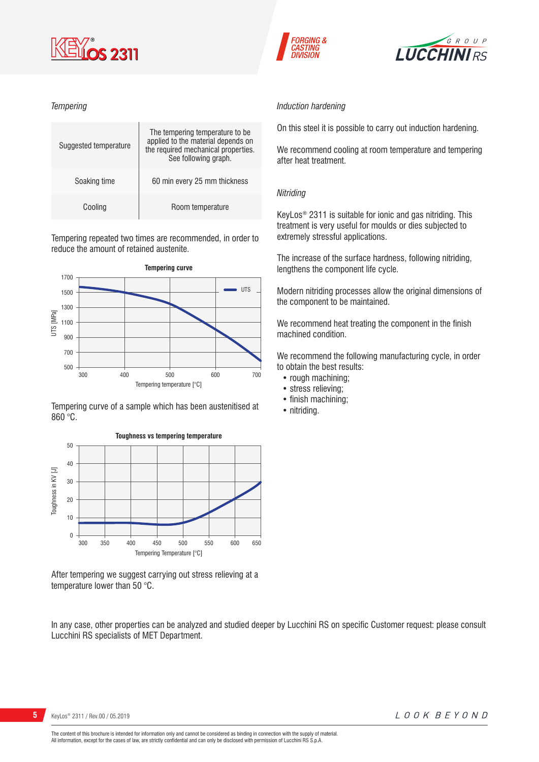*Tempering*

| Suggested temperature | The tempering temperature to be applied to the material depends on the required mechanical properties. See following graph. |
|---|---|
| Soaking time | 60 min every 25 mm thickness |
| Cooling | Room temperature |

Tempering repeated two times are recommended, in order to reduce the amount of retained austenite.

**Tempering curve**

Tempering curve of a sample which has been austenitised at 860 °C.

**Toughness vs tempering temperature**

After tempering we suggest carrying out stress relieving at a temperature lower than 50 °C.

*Induction hardening*

On this steel it is possible to carry out induction hardening.

We recommend cooling at room temperature and tempering after heat treatment.

*Nitriding*

KeyLos® 2311 is suitable for ionic and gas nitriding. This treatment is very useful for moulds or dies subjected to extremely stressful applications.

The increase of the surface hardness, following nitriding, lengthens the component life cycle.

Modern nitriding processes allow the original dimensions of the component to be maintained.

We recommend heat treating the component in the finish machined condition.

We recommend the following manufacturing cycle, in order to obtain the best results:

- rough machining;
- stress relieving;
- finish machining;
- nitriding.

In any case, other properties can be analyzed and studied deeper by Lucchini RS on specific Customer request: please consult Lucchini RS specialists of MET Department.

The content of this brochure is intended for information only and cannot be considered as binding in connection with the supply of material.
All information, except for the cases of law, are strictly confidential and can only be disclosed with permission of Lucchini RS S.p.A.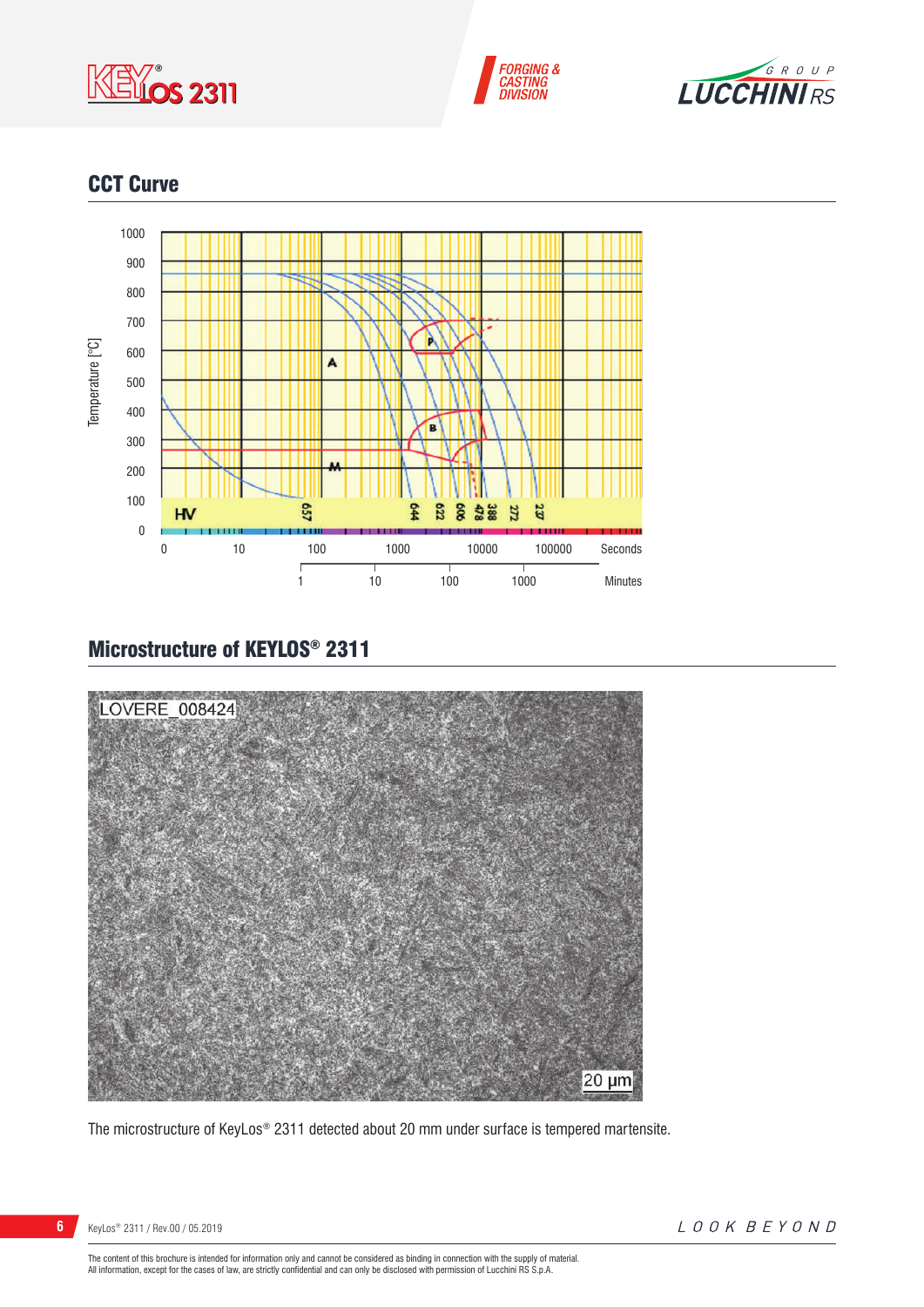## CCT Curve

## Microstructure of KEYLOS® 2311

The microstructure of KeyLos® 2311 detected about 20 mm under surface is tempered martensite.

The content of this brochure is intended for information only and cannot be considered as binding in connection with the supply of material.
All information, except for the cases of law, are strictly confidential and can only be disclosed with permission of Lucchini RS S.p.A.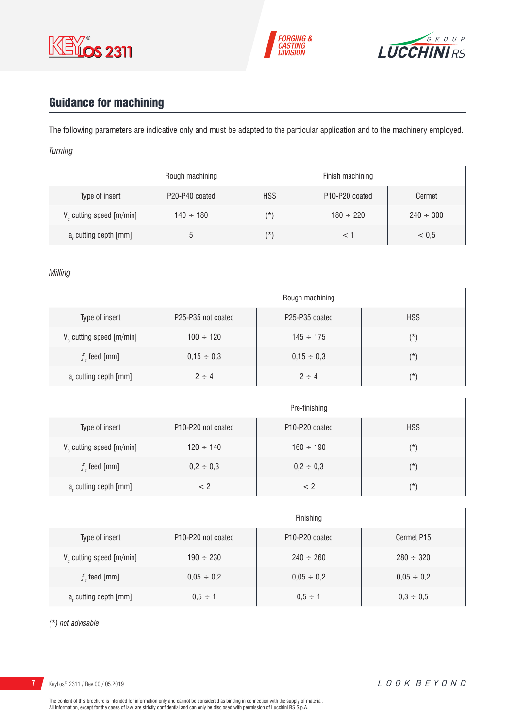## Guidance for machining

The following parameters are indicative only and must be adapted to the particular application and to the machinery employed.

*Turning*

| | Rough machining | Finish machining | | |
|---|---|---|---|---|
| Type of insert | P20-P40 coated | HSS | P10-P20 coated | Cermet |
| $V_c$ cutting speed [m/min] | 140 ÷ 180 | (*) | 180 ÷ 220 | 240 ÷ 300 |
| $a_r$ cutting depth [mm] | 5 | (*) | < 1 | < 0,5 |

*Milling*

| | Rough machining | | |
|---|---|---|---|
| Type of insert | P25-P35 not coated | P25-P35 coated | HSS |
| $V_c$ cutting speed [m/min] | 100 ÷ 120 | 145 ÷ 175 | (*) |
| $f_z$ feed [mm] | 0,15 ÷ 0,3 | 0,15 ÷ 0,3 | (*) |
| $a_r$ cutting depth [mm] | 2 ÷ 4 | 2 ÷ 4 | (*) |

| | Pre-finishing | | |
|---|---|---|---|
| Type of insert | P10-P20 not coated | P10-P20 coated | HSS |
| $V_c$ cutting speed [m/min] | 120 ÷ 140 | 160 ÷ 190 | (*) |
| $f_z$ feed [mm] | 0,2 ÷ 0,3 | 0,2 ÷ 0,3 | (*) |
| $a_r$ cutting depth [mm] | < 2 | < 2 | (*) |

| | Finishing | | |
|---|---|---|---|
| Type of insert | P10-P20 not coated | P10-P20 coated | Cermet P15 |
| $V_c$ cutting speed [m/min] | 190 ÷ 230 | 240 ÷ 260 | 280 ÷ 320 |
| $f_z$ feed [mm] | 0,05 ÷ 0,2 | 0,05 ÷ 0,2 | 0,05 ÷ 0,2 |
| $a_r$ cutting depth [mm] | 0,5 ÷ 1 | 0,5 ÷ 1 | 0,3 ÷ 0,5 |

*(*) not advisable*

The content of this brochure is intended for information only and cannot be considered as binding in connection with the supply of material.
All information, except for the cases of law, are strictly confidential and can only be disclosed with permission of Lucchini RS S.p.A.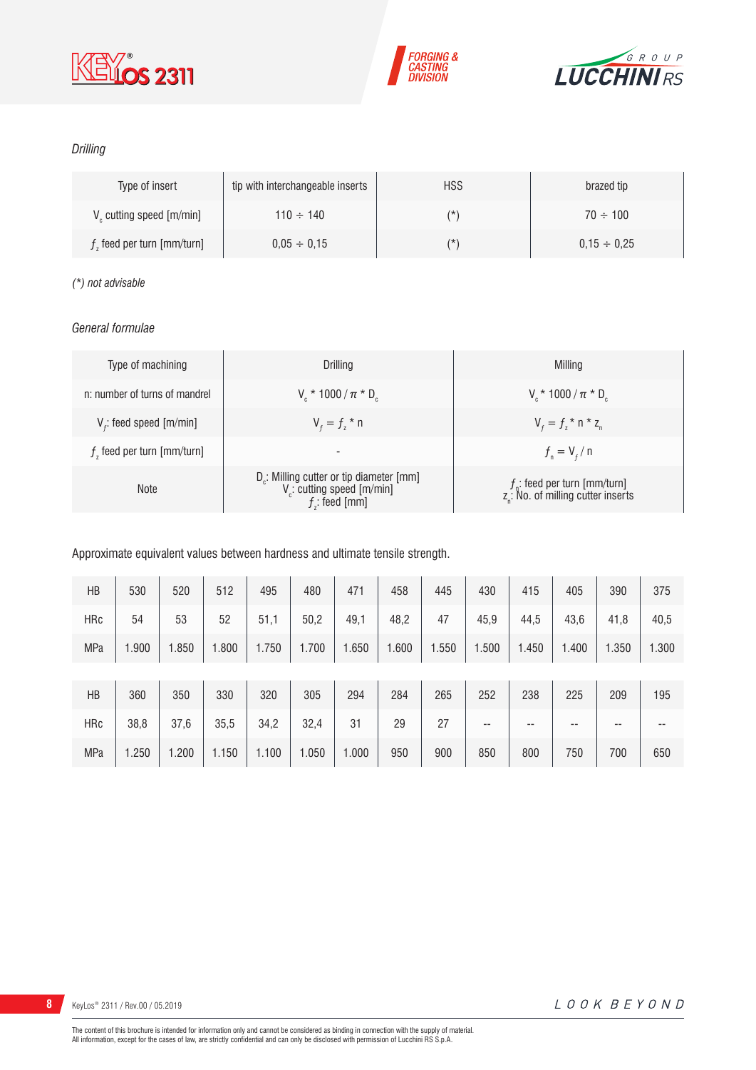*Drilling*

| Type of insert | tip with interchangeable inserts | HSS | brazed tip |
|---|---|---|---|
| $V_c$ cutting speed [m/min] | 110 ÷ 140 | (*) | 70 ÷ 100 |
| $f_z$ feed per turn [mm/turn] | 0,05 ÷ 0,15 | (*) | 0,15 ÷ 0,25 |

*(*) not advisable*

*General formulae*

| Type of machining | Drilling | Milling |
|---|---|---|
| n: number of turns of mandrel | $V_c * 1000 / \pi * D_c$ | $V_c * 1000 / \pi * D_c$ |
| $V_f$: feed speed [m/min] | $V_f = f_z * n$ | $V_f = f_z * n * z_n$ |
| $f_z$ feed per turn [mm/turn] | - | $f_n = V_f / n$ |
| Note | $D_c$: Milling cutter or tip diameter [mm]<br>$V_c$: cutting speed [m/min]<br>$f_z$: feed [mm] | $f_n$: feed per turn [mm/turn]<br>$z_n$: No. of milling cutter inserts |

Approximate equivalent values between hardness and ultimate tensile strength.

| HB | 530 | 520 | 512 | 495 | 480 | 471 | 458 | 445 | 430 | 415 | 405 | 390 | 375 |
|---|---|---|---|---|---|---|---|---|---|---|---|---|---|
| HRc | 54 | 53 | 52 | 51,1 | 50,2 | 49,1 | 48,2 | 47 | 45,9 | 44,5 | 43,6 | 41,8 | 40,5 |
| MPa | 1.900 | 1.850 | 1.800 | 1.750 | 1.700 | 1.650 | 1.600 | 1.550 | 1.500 | 1.450 | 1.400 | 1.350 | 1.300 |

| HB | 360 | 350 | 330 | 320 | 305 | 294 | 284 | 265 | 252 | 238 | 225 | 209 | 195 |
|---|---|---|---|---|---|---|---|---|---|---|---|---|---|
| HRc | 38,8 | 37,6 | 35,5 | 34,2 | 32,4 | 31 | 29 | 27 | -- | -- | -- | -- | -- |
| MPa | 1.250 | 1.200 | 1.150 | 1.100 | 1.050 | 1.000 | 950 | 900 | 850 | 800 | 750 | 700 | 650 |

The content of this brochure is intended for information only and cannot be considered as binding in connection with the supply of material.
All information, except for the cases of law, are strictly confidential and can only be disclosed with permission of Lucchini RS S.p.A.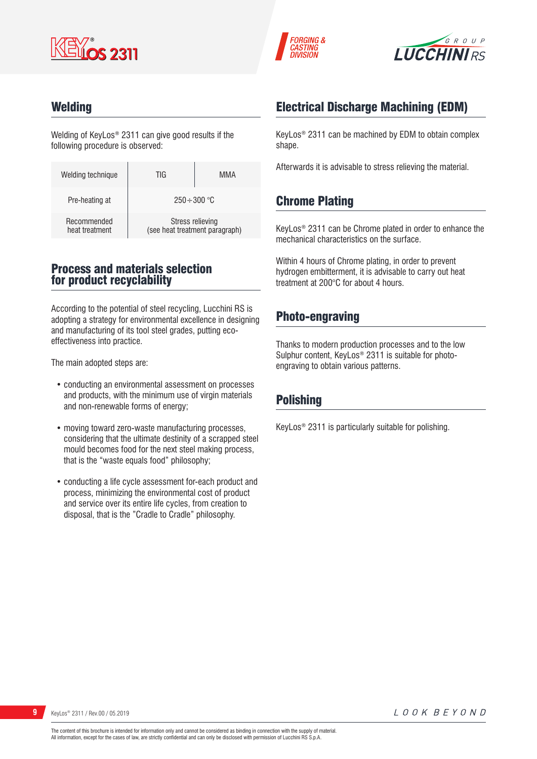## Welding

Welding of KeyLos® 2311 can give good results if the following procedure is observed:

| | | |
|---|---|---|
| Welding technique | TIG | MMA |
| Pre-heating at | 250÷300 °C | |
| Recommended heat treatment | Stress relieving (see heat treatment paragraph) | |

## Process and materials selection for product recyclability

According to the potential of steel recycling, Lucchini RS is adopting a strategy for environmental excellence in designing and manufacturing of its tool steel grades, putting eco-effectiveness into practice.

The main adopted steps are:

- conducting an environmental assessment on processes and products, with the minimum use of virgin materials and non-renewable forms of energy;
- moving toward zero-waste manufacturing processes, considering that the ultimate destinity of a scrapped steel mould becomes food for the next steel making process, that is the "waste equals food" philosophy;
- conducting a life cycle assessment for-each product and process, minimizing the environmental cost of product and service over its entire life cycles, from creation to disposal, that is the "Cradle to Cradle" philosophy.

## Electrical Discharge Machining (EDM)

KeyLos® 2311 can be machined by EDM to obtain complex shape.

Afterwards it is advisable to stress relieving the material.

## Chrome Plating

KeyLos® 2311 can be Chrome plated in order to enhance the mechanical characteristics on the surface.

Within 4 hours of Chrome plating, in order to prevent hydrogen embitterment, it is advisable to carry out heat treatment at 200°C for about 4 hours.

## Photo-engraving

Thanks to modern production processes and to the low Sulphur content, KeyLos® 2311 is suitable for photo-engraving to obtain various patterns.

## Polishing

KeyLos® 2311 is particularly suitable for polishing.

The content of this brochure is intended for information only and cannot be considered as binding in connection with the supply of material.
All information, except for the cases of law, are strictly confidential and can only be disclosed with permission of Lucchini RS S.p.A.